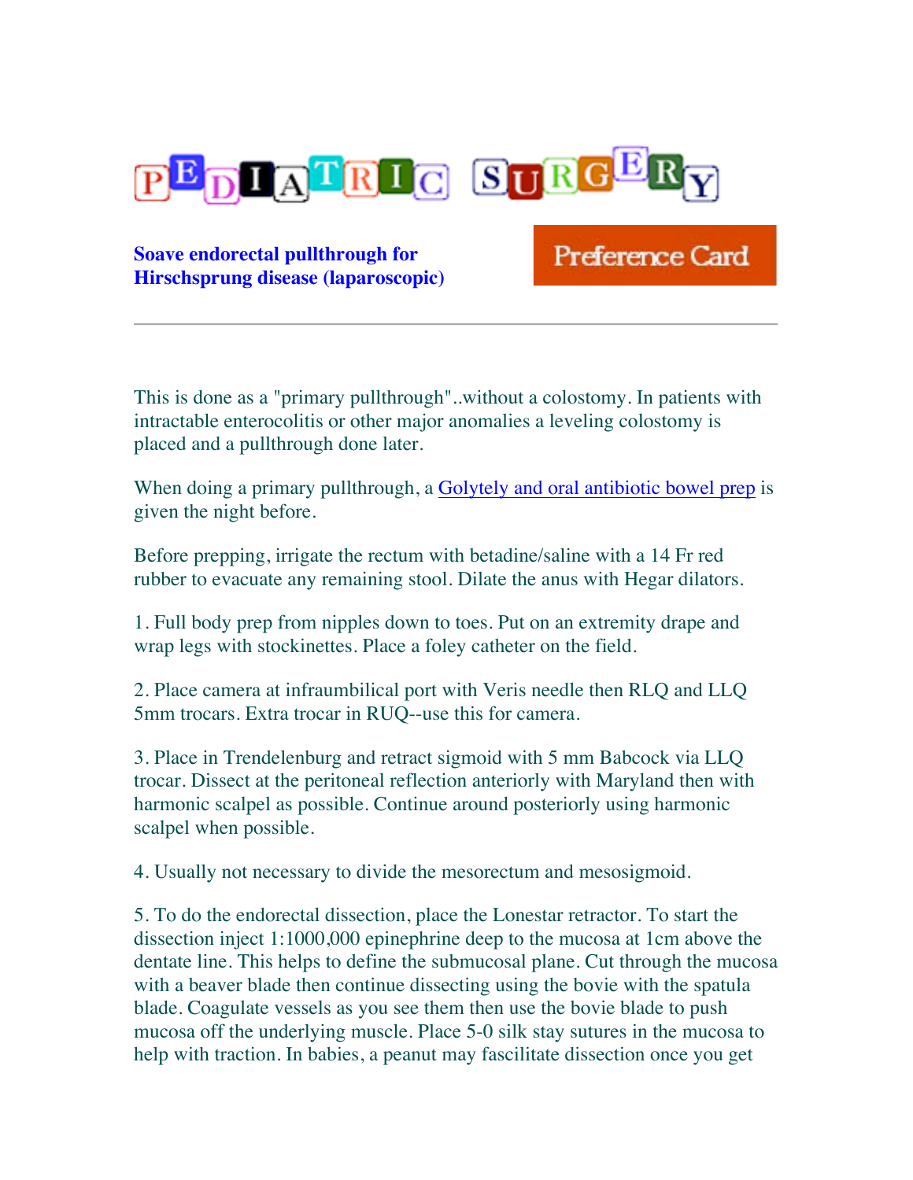# PEDIATRIC SURGERY

## Soave endorectal pullthrough for Hirschsprung disease (laparoscopic)

Preference Card

---

This is done as a "primary pullthrough"..without a colostomy. In patients with intractable enterocolitis or other major anomalies a leveling colostomy is placed and a pullthrough done later.

When doing a primary pullthrough, a [Golytely and oral antibiotic bowel prep] is given the night before.

Before prepping, irrigate the rectum with betadine/saline with a 14 Fr red rubber to evacuate any remaining stool. Dilate the anus with Hegar dilators.

1. Full body prep from nipples down to toes. Put on an extremity drape and wrap legs with stockinettes. Place a foley catheter on the field.

2. Place camera at infraumbilical port with Veris needle then RLQ and LLQ 5mm trocars. Extra trocar in RUQ--use this for camera.

3. Place in Trendelenburg and retract sigmoid with 5 mm Babcock via LLQ trocar. Dissect at the peritoneal reflection anteriorly with Maryland then with harmonic scalpel as possible. Continue around posteriorly using harmonic scalpel when possible.

4. Usually not necessary to divide the mesorectum and mesosigmoid.

5. To do the endorectal dissection, place the Lonestar retractor. To start the dissection inject 1:1000,000 epinephrine deep to the mucosa at 1cm above the dentate line. This helps to define the submucosal plane. Cut through the mucosa with a beaver blade then continue dissecting using the bovie with the spatula blade. Coagulate vessels as you see them then use the bovie blade to push mucosa off the underlying muscle. Place 5-0 silk stay sutures in the mucosa to help with traction. In babies, a peanut may fascilitate dissection once you get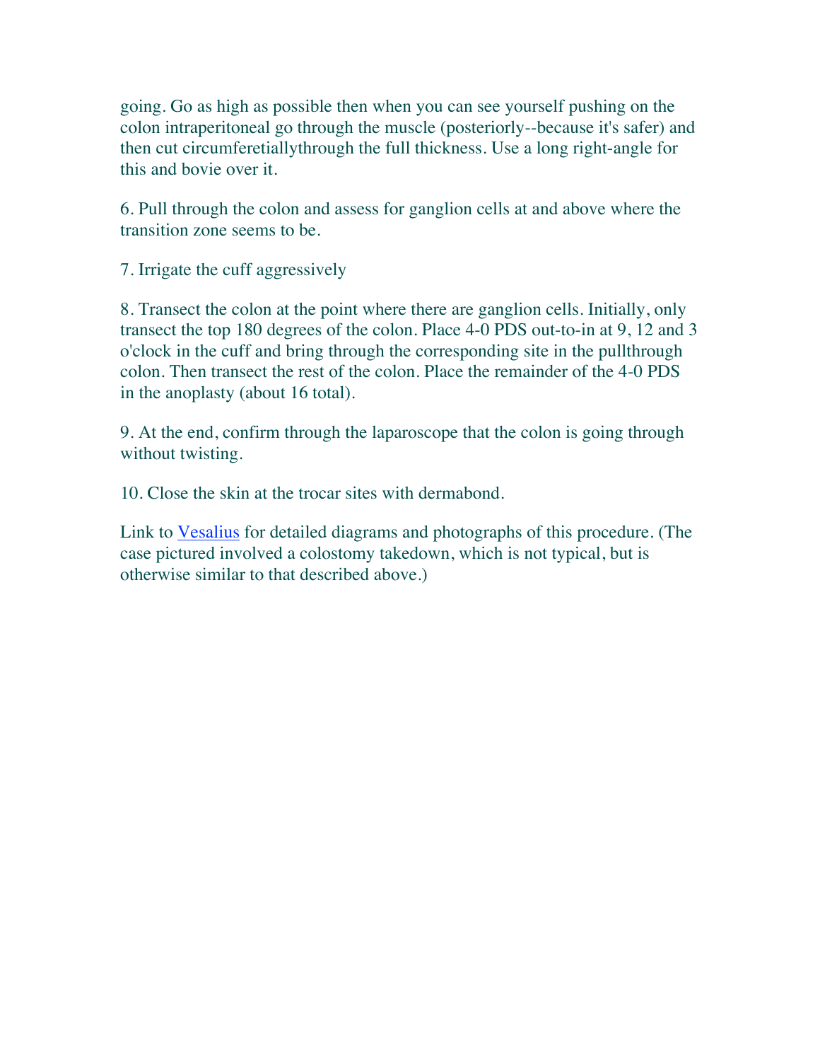going. Go as high as possible then when you can see yourself pushing on the colon intraperitoneal go through the muscle (posteriorly--because it's safer) and then cut circumferetiallythrough the full thickness. Use a long right-angle for this and bovie over it.

6. Pull through the colon and assess for ganglion cells at and above where the transition zone seems to be.

7. Irrigate the cuff aggressively

8. Transect the colon at the point where there are ganglion cells. Initially, only transect the top 180 degrees of the colon. Place 4-0 PDS out-to-in at 9, 12 and 3 o'clock in the cuff and bring through the corresponding site in the pullthrough colon. Then transect the rest of the colon. Place the remainder of the 4-0 PDS in the anoplasty (about 16 total).

9. At the end, confirm through the laparoscope that the colon is going through without twisting.

10. Close the skin at the trocar sites with dermabond.

Link to Vesalius for detailed diagrams and photographs of this procedure. (The case pictured involved a colostomy takedown, which is not typical, but is otherwise similar to that described above.)